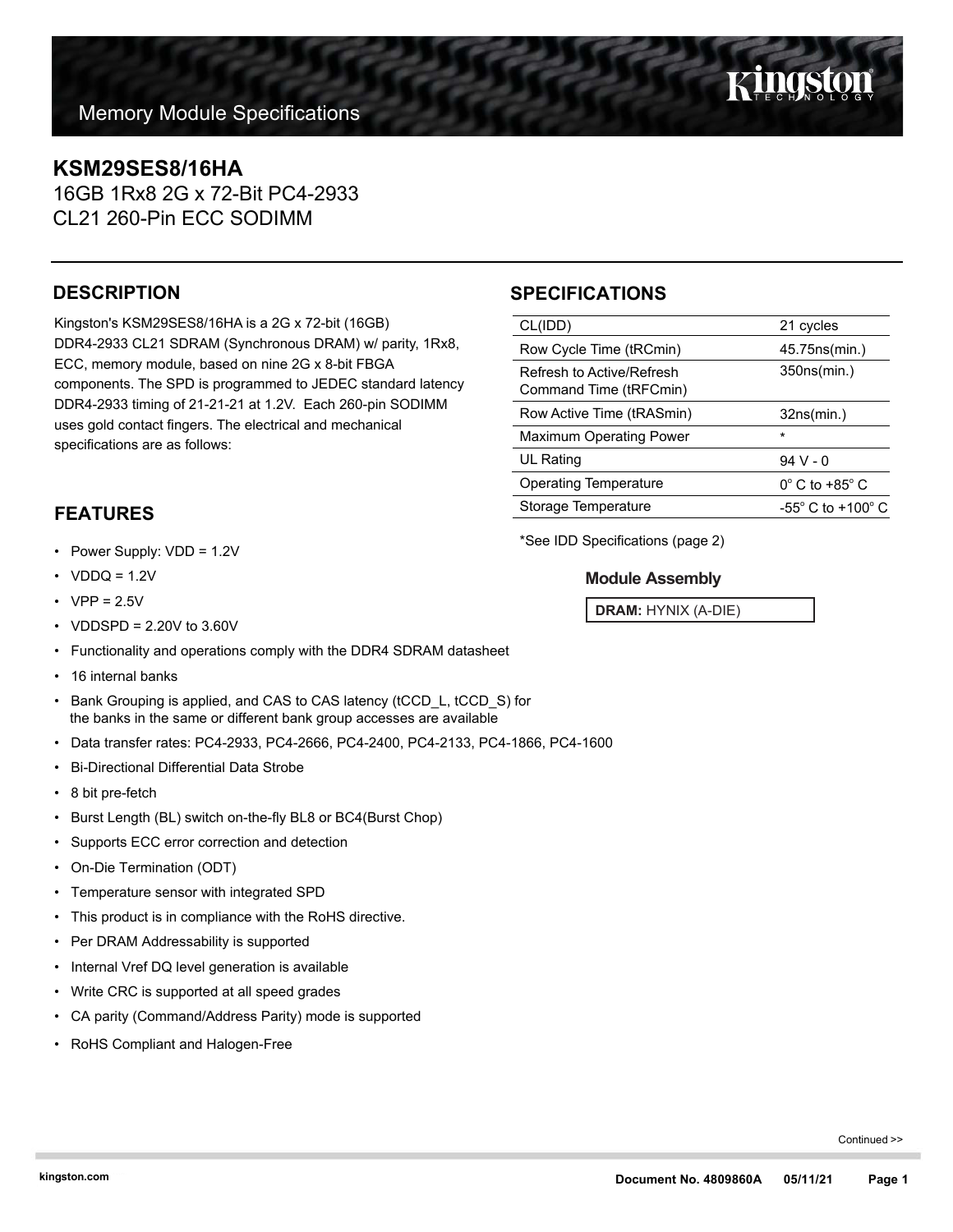# Memory Module Specifications

## KSM29SES8/16HA

16GB 1Rx8 2G x 72-Bit PC4-2933
CL21 260-Pin ECC SODIMM

## DESCRIPTION

Kingston's KSM29SES8/16HA is a 2G x 72-bit (16GB) DDR4-2933 CL21 SDRAM (Synchronous DRAM) w/ parity, 1Rx8, ECC, memory module, based on nine 2G x 8-bit FBGA components. The SPD is programmed to JEDEC standard latency DDR4-2933 timing of 21-21-21 at 1.2V. Each 260-pin SODIMM uses gold contact fingers. The electrical and mechanical specifications are as follows:

## SPECIFICATIONS

| | |
|---|---|
| CL(IDD) | 21 cycles |
| Row Cycle Time (tRCmin) | 45.75ns(min.) |
| Refresh to Active/Refresh Command Time (tRFCmin) | 350ns(min.) |
| Row Active Time (tRASmin) | 32ns(min.) |
| Maximum Operating Power | * |
| UL Rating | 94 V - 0 |
| Operating Temperature | 0° C to +85° C |
| Storage Temperature | -55° C to +100° C |

*See IDD Specifications (page 2)

### Module Assembly

**DRAM:** HYNIX (A-DIE)

## FEATURES

- Power Supply: VDD = 1.2V
- VDDQ = 1.2V
- VPP = 2.5V
- VDDSPD = 2.20V to 3.60V
- Functionality and operations comply with the DDR4 SDRAM datasheet
- 16 internal banks
- Bank Grouping is applied, and CAS to CAS latency (tCCD_L, tCCD_S) for the banks in the same or different bank group accesses are available
- Data transfer rates: PC4-2933, PC4-2666, PC4-2400, PC4-2133, PC4-1866, PC4-1600
- Bi-Directional Differential Data Strobe
- 8 bit pre-fetch
- Burst Length (BL) switch on-the-fly BL8 or BC4(Burst Chop)
- Supports ECC error correction and detection
- On-Die Termination (ODT)
- Temperature sensor with integrated SPD
- This product is in compliance with the RoHS directive.
- Per DRAM Addressability is supported
- Internal Vref DQ level generation is available
- Write CRC is supported at all speed grades
- CA parity (Command/Address Parity) mode is supported
- RoHS Compliant and Halogen-Free

Continued >>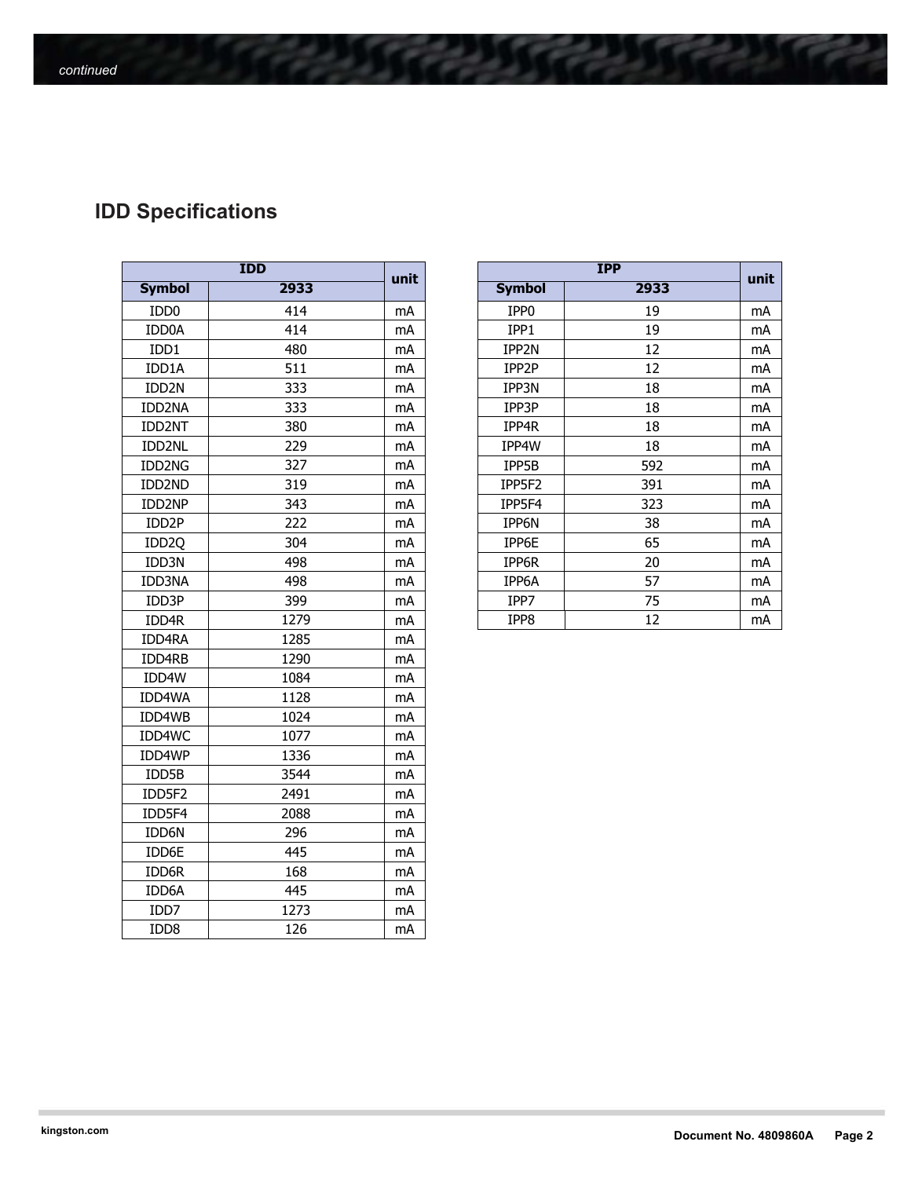*continued*

## IDD Specifications

| IDD | | unit |
|---|---|---|
| **Symbol** | **2933** | |
| IDD0 | 414 | mA |
| IDD0A | 414 | mA |
| IDD1 | 480 | mA |
| IDD1A | 511 | mA |
| IDD2N | 333 | mA |
| IDD2NA | 333 | mA |
| IDD2NT | 380 | mA |
| IDD2NL | 229 | mA |
| IDD2NG | 327 | mA |
| IDD2ND | 319 | mA |
| IDD2NP | 343 | mA |
| IDD2P | 222 | mA |
| IDD2Q | 304 | mA |
| IDD3N | 498 | mA |
| IDD3NA | 498 | mA |
| IDD3P | 399 | mA |
| IDD4R | 1279 | mA |
| IDD4RA | 1285 | mA |
| IDD4RB | 1290 | mA |
| IDD4W | 1084 | mA |
| IDD4WA | 1128 | mA |
| IDD4WB | 1024 | mA |
| IDD4WC | 1077 | mA |
| IDD4WP | 1336 | mA |
| IDD5B | 3544 | mA |
| IDD5F2 | 2491 | mA |
| IDD5F4 | 2088 | mA |
| IDD6N | 296 | mA |
| IDD6E | 445 | mA |
| IDD6R | 168 | mA |
| IDD6A | 445 | mA |
| IDD7 | 1273 | mA |
| IDD8 | 126 | mA |

| IPP | | unit |
|---|---|---|
| **Symbol** | **2933** | |
| IPP0 | 19 | mA |
| IPP1 | 19 | mA |
| IPP2N | 12 | mA |
| IPP2P | 12 | mA |
| IPP3N | 18 | mA |
| IPP3P | 18 | mA |
| IPP4R | 18 | mA |
| IPP4W | 18 | mA |
| IPP5B | 592 | mA |
| IPP5F2 | 391 | mA |
| IPP5F4 | 323 | mA |
| IPP6N | 38 | mA |
| IPP6E | 65 | mA |
| IPP6R | 20 | mA |
| IPP6A | 57 | mA |
| IPP7 | 75 | mA |
| IPP8 | 12 | mA |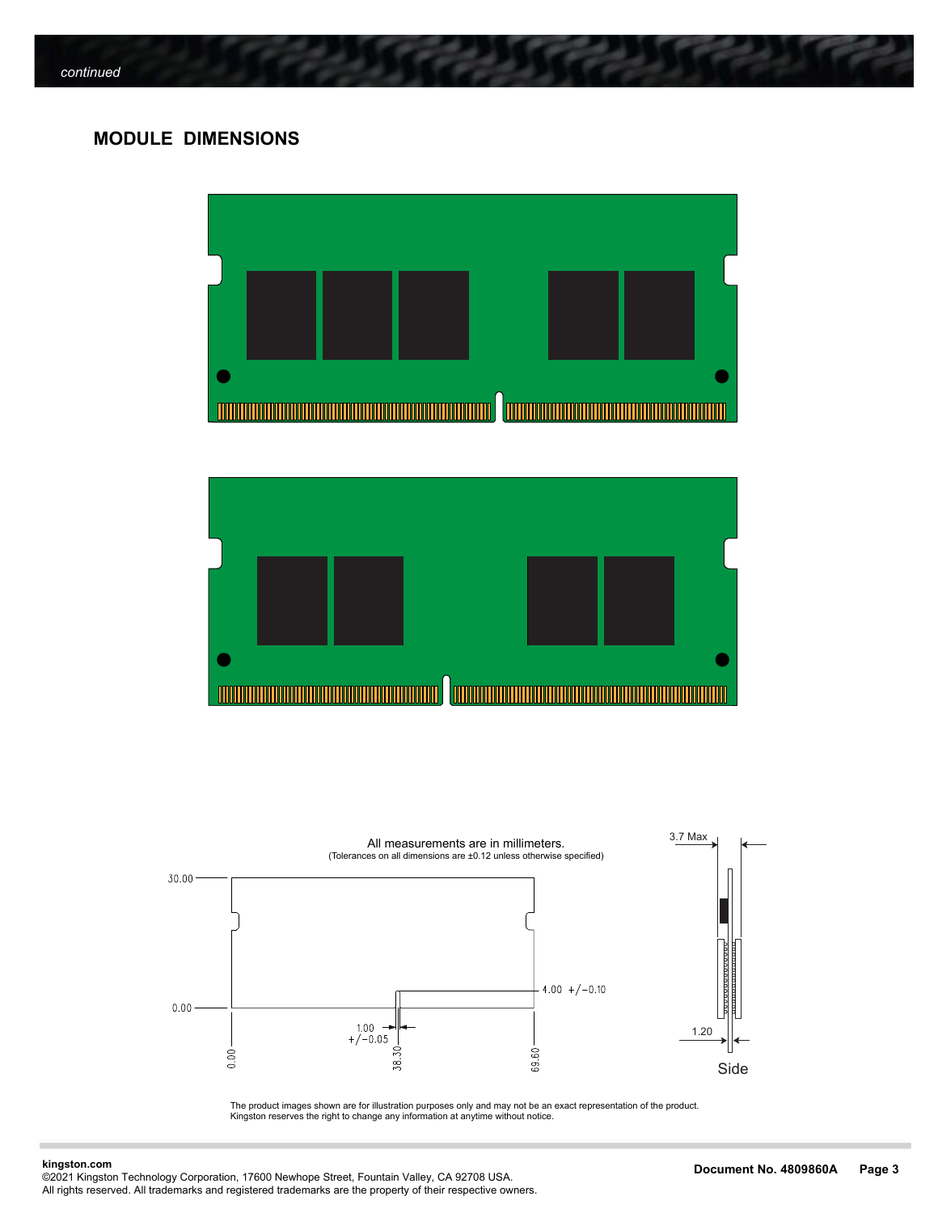## MODULE DIMENSIONS

All measurements are in millimeters.

(Tolerances on all dimensions are ±0.12 unless otherwise specified)

30.00

0.00

4.00 +/−0.10

1.00
+/−0.05

0.00

38.30

69.60

3.7 Max

1.20

Side

The product images shown are for illustration purposes only and may not be an exact representation of the product.
Kingston reserves the right to change any information at anytime without notice.

**kingston.com**
©2021 Kingston Technology Corporation, 17600 Newhope Street, Fountain Valley, CA 92708 USA.
All rights reserved. All trademarks and registered trademarks are the property of their respective owners.

**Document No. 4809860A**